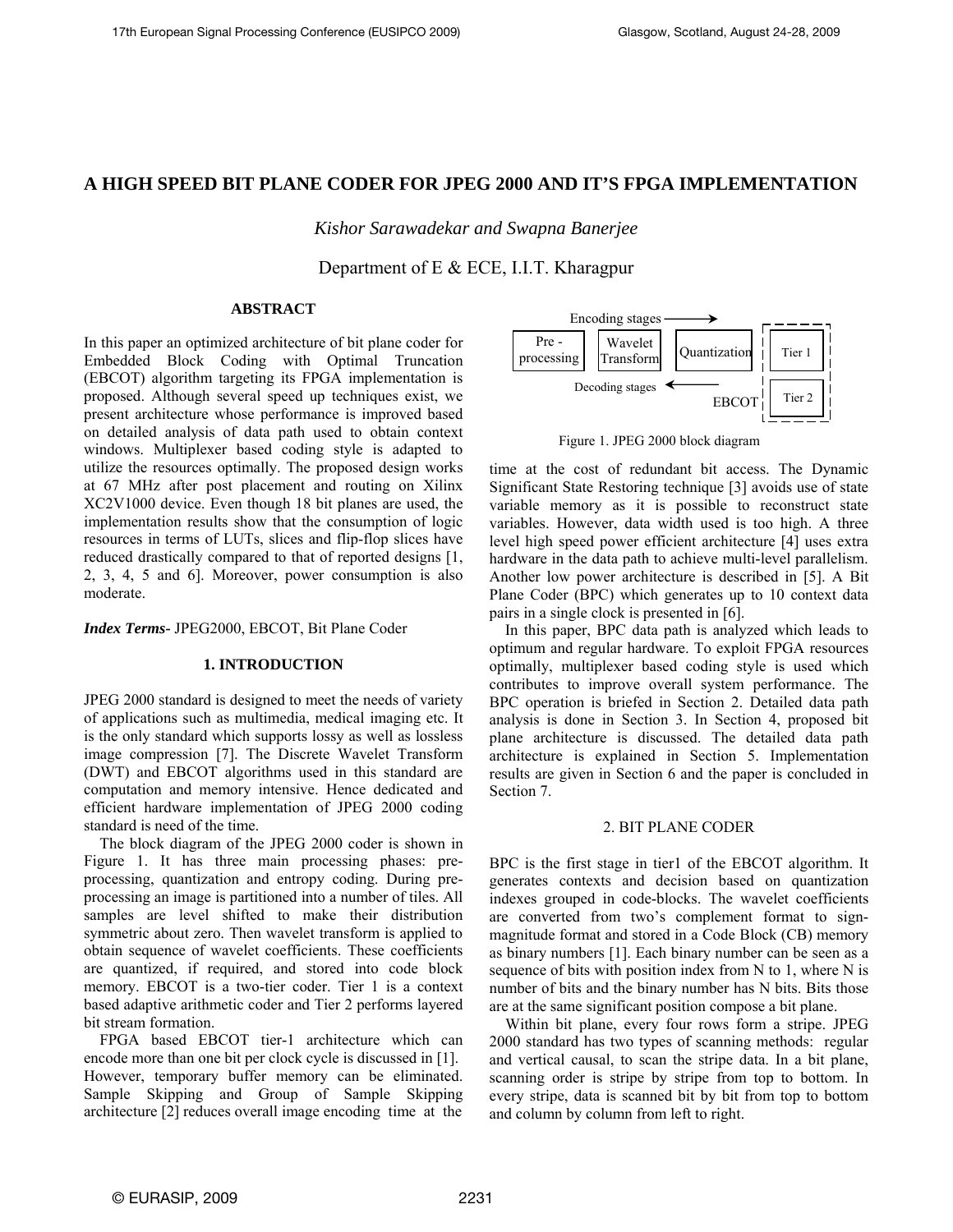# A HIGH SPEED BIT PLANE CODER FOR JPEG 2000 AND IT'S FPGA IMPLEMENTATION

*Kishor Sarawadekar and Swapna Banerjee*

Department of E & ECE, I.I.T. Kharagpur

## ABSTRACT

In this paper an optimized architecture of bit plane coder for Embedded Block Coding with Optimal Truncation (EBCOT) algorithm targeting its FPGA implementation is proposed. Although several speed up techniques exist, we present architecture whose performance is improved based on detailed analysis of data path used to obtain context windows. Multiplexer based coding style is adapted to utilize the resources optimally. The proposed design works at 67 MHz after post placement and routing on Xilinx XC2V1000 device. Even though 18 bit planes are used, the implementation results show that the consumption of logic resources in terms of LUTs, slices and flip-flop slices have reduced drastically compared to that of reported designs [1, 2, 3, 4, 5 and 6]. Moreover, power consumption is also moderate.

***Index Terms***- JPEG2000, EBCOT, Bit Plane Coder

## 1. INTRODUCTION

JPEG 2000 standard is designed to meet the needs of variety of applications such as multimedia, medical imaging etc. It is the only standard which supports lossy as well as lossless image compression [7]. The Discrete Wavelet Transform (DWT) and EBCOT algorithms used in this standard are computation and memory intensive. Hence dedicated and efficient hardware implementation of JPEG 2000 coding standard is need of the time.

The block diagram of the JPEG 2000 coder is shown in Figure 1. It has three main processing phases: pre-processing, quantization and entropy coding. During pre-processing an image is partitioned into a number of tiles. All samples are level shifted to make their distribution symmetric about zero. Then wavelet transform is applied to obtain sequence of wavelet coefficients. These coefficients are quantized, if required, and stored into code block memory. EBCOT is a two-tier coder. Tier 1 is a context based adaptive arithmetic coder and Tier 2 performs layered bit stream formation.

FPGA based EBCOT tier-1 architecture which can encode more than one bit per clock cycle is discussed in [1]. However, temporary buffer memory can be eliminated. Sample Skipping and Group of Sample Skipping architecture [2] reduces overall image encoding time at the time at the cost of redundant bit access. The Dynamic Significant State Restoring technique [3] avoids use of state variable memory as it is possible to reconstruct state variables. However, data width used is too high. A three level high speed power efficient architecture [4] uses extra hardware in the data path to achieve multi-level parallelism. Another low power architecture is described in [5]. A Bit Plane Coder (BPC) which generates up to 10 context data pairs in a single clock is presented in [6].

Encoding stages → | Pre - processing | Wavelet Transform | Quantization | EBCOT: Tier 1, Tier 2 | ← Decoding stages

Figure 1. JPEG 2000 block diagram

In this paper, BPC data path is analyzed which leads to optimum and regular hardware. To exploit FPGA resources optimally, multiplexer based coding style is used which contributes to improve overall system performance. The BPC operation is briefed in Section 2. Detailed data path analysis is done in Section 3. In Section 4, proposed bit plane architecture is discussed. The detailed data path architecture is explained in Section 5. Implementation results are given in Section 6 and the paper is concluded in Section 7.

## 2. BIT PLANE CODER

BPC is the first stage in tier1 of the EBCOT algorithm. It generates contexts and decision based on quantization indexes grouped in code-blocks. The wavelet coefficients are converted from two's complement format to sign-magnitude format and stored in a Code Block (CB) memory as binary numbers [1]. Each binary number can be seen as a sequence of bits with position index from N to 1, where N is number of bits and the binary number has N bits. Bits those are at the same significant position compose a bit plane.

Within bit plane, every four rows form a stripe. JPEG 2000 standard has two types of scanning methods: regular and vertical causal, to scan the stripe data. In a bit plane, scanning order is stripe by stripe from top to bottom. In every stripe, data is scanned bit by bit from top to bottom and column by column from left to right.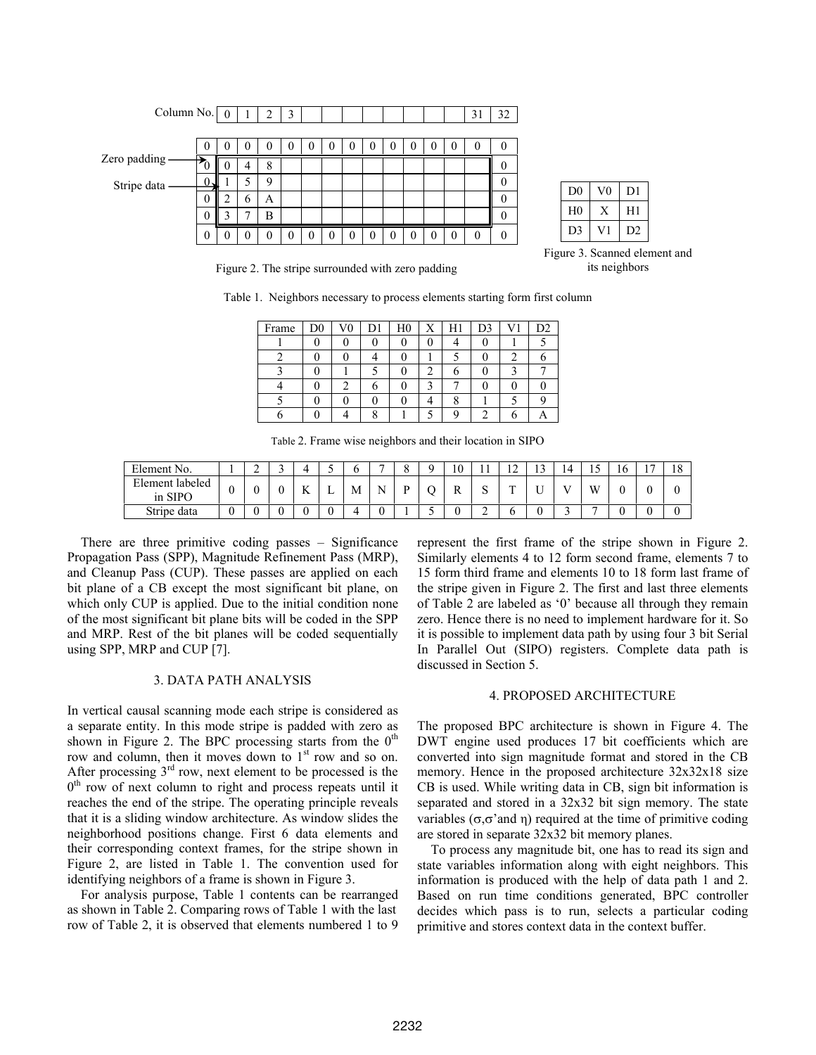Column No.

| 0 | 1 | 2 | 3 | | | | | | | | | | 31 | 32 |
|---|---|---|---|---|---|---|---|---|---|---|---|---|---|---|

Zero padding / Stripe data

| 0 | 0 | 0 | 0 | 0 | 0 | 0 | 0 | 0 | 0 | 0 | 0 | 0 | 0 | 0 |
|---|---|---|---|---|---|---|---|---|---|---|---|---|---|---|
| 0 | 0 | 4 | 8 | | | | | | | | | | | 0 |
| 0 | 1 | 5 | 9 | | | | | | | | | | | 0 |
| 0 | 2 | 6 | A | | | | | | | | | | | 0 |
| 0 | 3 | 7 | B | | | | | | | | | | | 0 |
| 0 | 0 | 0 | 0 | 0 | 0 | 0 | 0 | 0 | 0 | 0 | 0 | 0 | 0 | 0 |

Figure 2. The stripe surrounded with zero padding

| D0 | V0 | D1 |
|---|---|---|
| H0 | X | H1 |
| D3 | V1 | D2 |

Figure 3. Scanned element and its neighbors

Table 1. Neighbors necessary to process elements starting form first column

| Frame | D0 | V0 | D1 | H0 | X | H1 | D3 | V1 | D2 |
|---|---|---|---|---|---|---|---|---|---|
| 1 | 0 | 0 | 0 | 0 | 0 | 4 | 0 | 1 | 5 |
| 2 | 0 | 0 | 4 | 0 | 1 | 5 | 0 | 2 | 6 |
| 3 | 0 | 1 | 5 | 0 | 2 | 6 | 0 | 3 | 7 |
| 4 | 0 | 2 | 6 | 0 | 3 | 7 | 0 | 0 | 0 |
| 5 | 0 | 0 | 0 | 0 | 4 | 8 | 1 | 5 | 9 |
| 6 | 0 | 4 | 8 | 1 | 5 | 9 | 2 | 6 | A |

Table 2. Frame wise neighbors and their location in SIPO

| Element No. | 1 | 2 | 3 | 4 | 5 | 6 | 7 | 8 | 9 | 10 | 11 | 12 | 13 | 14 | 15 | 16 | 17 | 18 |
|---|---|---|---|---|---|---|---|---|---|---|---|---|---|---|---|---|---|---|
| Element labeled in SIPO | 0 | 0 | 0 | K | L | M | N | P | Q | R | S | T | U | V | W | 0 | 0 | 0 |
| Stripe data | 0 | 0 | 0 | 0 | 0 | 4 | 0 | 1 | 5 | 0 | 2 | 6 | 0 | 3 | 7 | 0 | 0 | 0 |

There are three primitive coding passes – Significance Propagation Pass (SPP), Magnitude Refinement Pass (MRP), and Cleanup Pass (CUP). These passes are applied on each bit plane of a CB except the most significant bit plane, on which only CUP is applied. Due to the initial condition none of the most significant bit plane bits will be coded in the SPP and MRP. Rest of the bit planes will be coded sequentially using SPP, MRP and CUP [7].

## 3. DATA PATH ANALYSIS

In vertical causal scanning mode each stripe is considered as a separate entity. In this mode stripe is padded with zero as shown in Figure 2. The BPC processing starts from the 0$^{th}$ row and column, then it moves down to 1$^{st}$ row and so on. After processing 3$^{rd}$ row, next element to be processed is the 0$^{th}$ row of next column to right and process repeats until it reaches the end of the stripe. The operating principle reveals that it is a sliding window architecture. As window slides the neighborhood positions change. First 6 data elements and their corresponding context frames, for the stripe shown in Figure 2, are listed in Table 1. The convention used for identifying neighbors of a frame is shown in Figure 3.

For analysis purpose, Table 1 contents can be rearranged as shown in Table 2. Comparing rows of Table 1 with the last row of Table 2, it is observed that elements numbered 1 to 9 represent the first frame of the stripe shown in Figure 2. Similarly elements 4 to 12 form second frame, elements 7 to 15 form third frame and elements 10 to 18 form last frame of the stripe given in Figure 2. The first and last three elements of Table 2 are labeled as '0' because all through they remain zero. Hence there is no need to implement hardware for it. So it is possible to implement data path by using four 3 bit Serial In Parallel Out (SIPO) registers. Complete data path is discussed in Section 5.

## 4. PROPOSED ARCHITECTURE

The proposed BPC architecture is shown in Figure 4. The DWT engine used produces 17 bit coefficients which are converted into sign magnitude format and stored in the CB memory. Hence in the proposed architecture 32x32x18 size CB is used. While writing data in CB, sign bit information is separated and stored in a 32x32 bit sign memory. The state variables ($\sigma$,$\sigma$'and $\eta$) required at the time of primitive coding are stored in separate 32x32 bit memory planes.

To process any magnitude bit, one has to read its sign and state variables information along with eight neighbors. This information is produced with the help of data path 1 and 2. Based on run time conditions generated, BPC controller decides which pass is to run, selects a particular coding primitive and stores context data in the context buffer.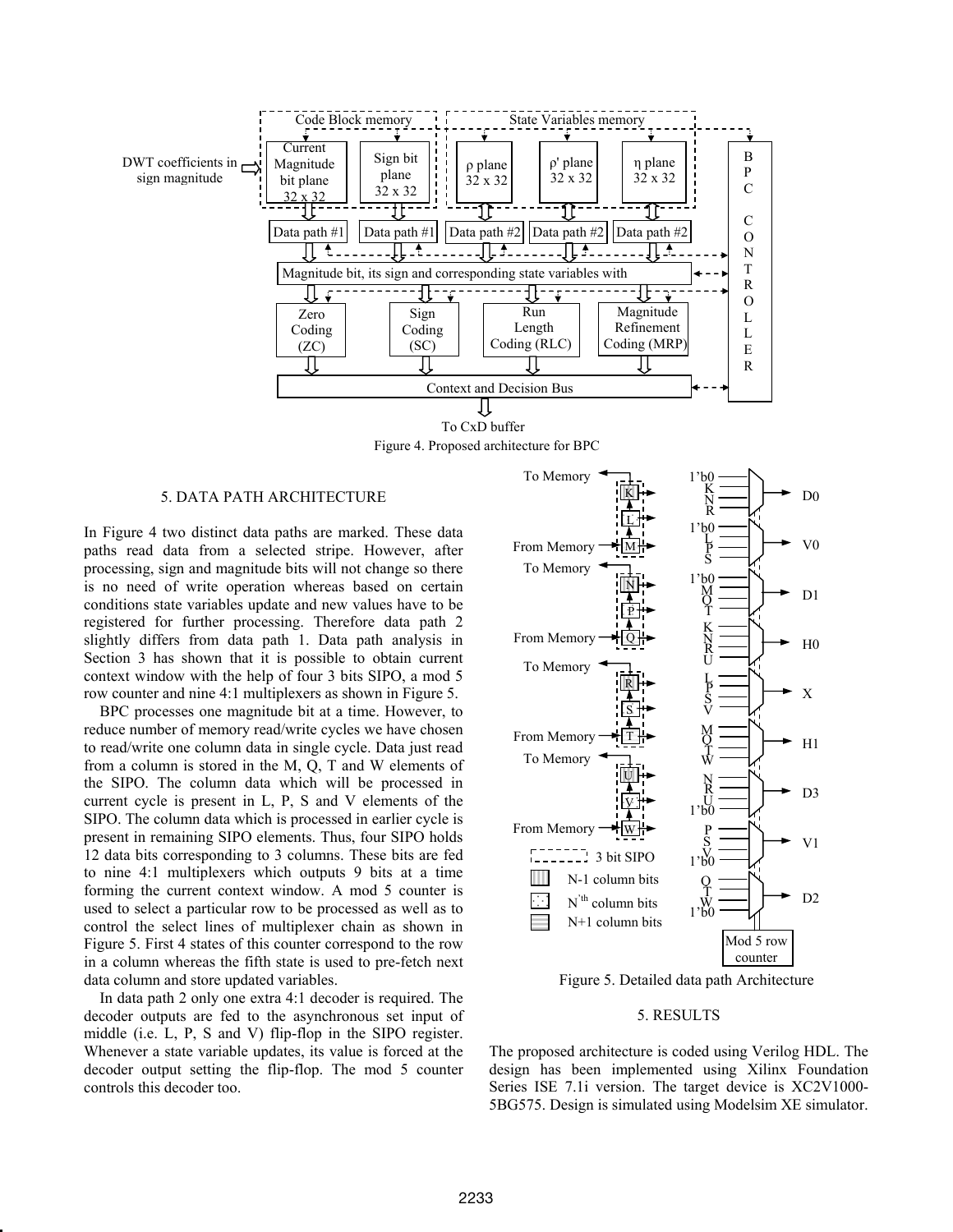Figure 4. Proposed architecture for BPC

## 5. DATA PATH ARCHITECTURE

In Figure 4 two distinct data paths are marked. These data paths read data from a selected stripe. However, after processing, sign and magnitude bits will not change so there is no need of write operation whereas based on certain conditions state variables update and new values have to be registered for further processing. Therefore data path 2 slightly differs from data path 1. Data path analysis in Section 3 has shown that it is possible to obtain current context window with the help of four 3 bits SIPO, a mod 5 row counter and nine 4:1 multiplexers as shown in Figure 5.

BPC processes one magnitude bit at a time. However, to reduce number of memory read/write cycles we have chosen to read/write one column data in single cycle. Data just read from a column is stored in the M, Q, T and W elements of the SIPO. The column data which will be processed in current cycle is present in L, P, S and V elements of the SIPO. The column data which is processed in earlier cycle is present in remaining SIPO elements. Thus, four SIPO holds 12 data bits corresponding to 3 columns. These bits are fed to nine 4:1 multiplexers which outputs 9 bits at a time forming the current context window. A mod 5 counter is used to select a particular row to be processed as well as to control the select lines of multiplexer chain as shown in Figure 5. First 4 states of this counter correspond to the row in a column whereas the fifth state is used to pre-fetch next data column and store updated variables.

In data path 2 only one extra 4:1 decoder is required. The decoder outputs are fed to the asynchronous set input of middle (i.e. L, P, S and V) flip-flop in the SIPO register. Whenever a state variable updates, its value is forced at the decoder output setting the flip-flop. The mod 5 counter controls this decoder too.

Figure 5. Detailed data path Architecture

## 5. RESULTS

The proposed architecture is coded using Verilog HDL. The design has been implemented using Xilinx Foundation Series ISE 7.1i version. The target device is XC2V1000-5BG575. Design is simulated using Modelsim XE simulator.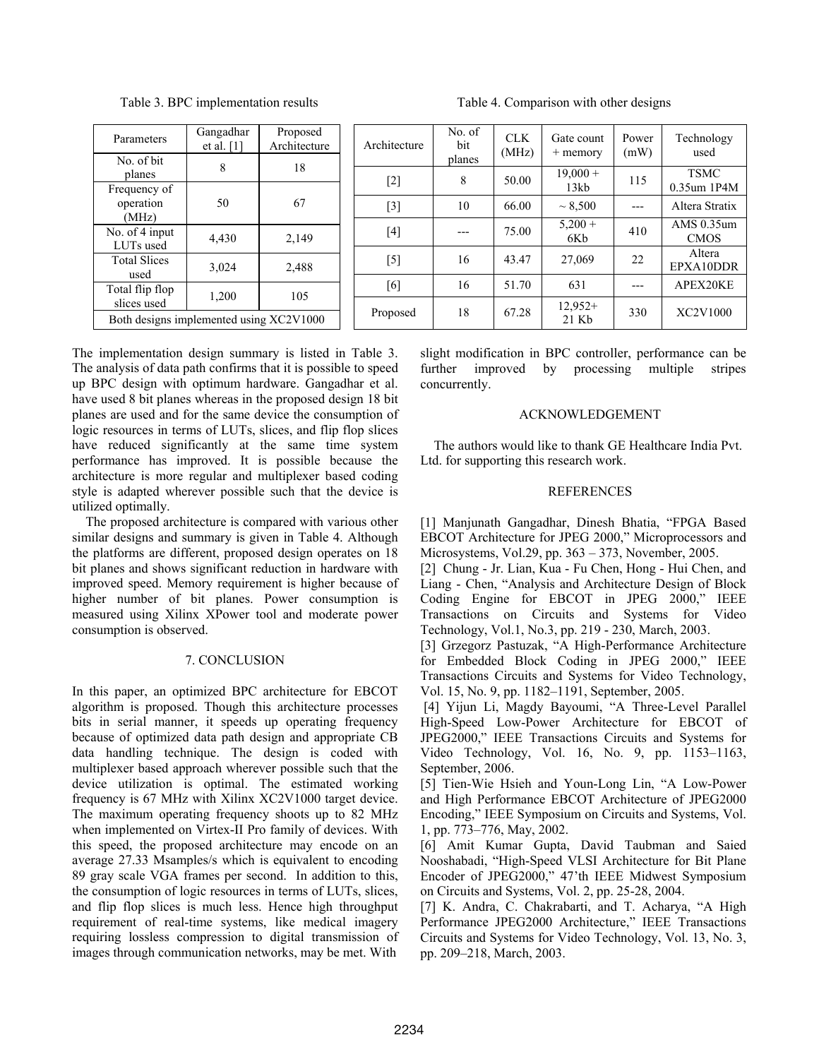Table 3. BPC implementation results

| Parameters | Gangadhar et al. [1] | Proposed Architecture |
|---|---|---|
| No. of bit planes | 8 | 18 |
| Frequency of operation (MHz) | 50 | 67 |
| No. of 4 input LUTs used | 4,430 | 2,149 |
| Total Slices used | 3,024 | 2,488 |
| Total flip flop slices used | 1,200 | 105 |
| Both designs implemented using XC2V1000 | | |

Table 4. Comparison with other designs

| Architecture | No. of bit planes | CLK (MHz) | Gate count + memory | Power (mW) | Technology used |
|---|---|---|---|---|---|
| [2] | 8 | 50.00 | 19,000 + 13kb | 115 | TSMC 0.35um 1P4M |
| [3] | 10 | 66.00 | ~ 8,500 | --- | Altera Stratix |
| [4] | --- | 75.00 | 5,200 + 6Kb | 410 | AMS 0.35um CMOS |
| [5] | 16 | 43.47 | 27,069 | 22 | Altera EPXA10DDR |
| [6] | 16 | 51.70 | 631 | --- | APEX20KE |
| Proposed | 18 | 67.28 | 12,952+ 21 Kb | 330 | XC2V1000 |

The implementation design summary is listed in Table 3. The analysis of data path confirms that it is possible to speed up BPC design with optimum hardware. Gangadhar et al. have used 8 bit planes whereas in the proposed design 18 bit planes are used and for the same device the consumption of logic resources in terms of LUTs, slices, and flip flop slices have reduced significantly at the same time system performance has improved. It is possible because the architecture is more regular and multiplexer based coding style is adapted wherever possible such that the device is utilized optimally.

The proposed architecture is compared with various other similar designs and summary is given in Table 4. Although the platforms are different, proposed design operates on 18 bit planes and shows significant reduction in hardware with improved speed. Memory requirement is higher because of higher number of bit planes. Power consumption is measured using Xilinx XPower tool and moderate power consumption is observed.

## 7. CONCLUSION

In this paper, an optimized BPC architecture for EBCOT algorithm is proposed. Though this architecture processes bits in serial manner, it speeds up operating frequency because of optimized data path design and appropriate CB data handling technique. The design is coded with multiplexer based approach wherever possible such that the device utilization is optimal. The estimated working frequency is 67 MHz with Xilinx XC2V1000 target device. The maximum operating frequency shoots up to 82 MHz when implemented on Virtex-II Pro family of devices. With this speed, the proposed architecture may encode on an average 27.33 Msamples/s which is equivalent to encoding 89 gray scale VGA frames per second. In addition to this, the consumption of logic resources in terms of LUTs, slices, and flip flop slices is much less. Hence high throughput requirement of real-time systems, like medical imagery requiring lossless compression to digital transmission of images through communication networks, may be met. With slight modification in BPC controller, performance can be further improved by processing multiple stripes concurrently.

## ACKNOWLEDGEMENT

The authors would like to thank GE Healthcare India Pvt. Ltd. for supporting this research work.

## REFERENCES

[1] Manjunath Gangadhar, Dinesh Bhatia, "FPGA Based EBCOT Architecture for JPEG 2000," Microprocessors and Microsystems, Vol.29, pp. 363 – 373, November, 2005.

[2] Chung - Jr. Lian, Kua - Fu Chen, Hong - Hui Chen, and Liang - Chen, "Analysis and Architecture Design of Block Coding Engine for EBCOT in JPEG 2000," IEEE Transactions on Circuits and Systems for Video Technology, Vol.1, No.3, pp. 219 - 230, March, 2003.

[3] Grzegorz Pastuzak, "A High-Performance Architecture for Embedded Block Coding in JPEG 2000," IEEE Transactions Circuits and Systems for Video Technology, Vol. 15, No. 9, pp. 1182–1191, September, 2005.

[4] Yijun Li, Magdy Bayoumi, "A Three-Level Parallel High-Speed Low-Power Architecture for EBCOT of JPEG2000," IEEE Transactions Circuits and Systems for Video Technology, Vol. 16, No. 9, pp. 1153–1163, September, 2006.

[5] Tien-Wie Hsieh and Youn-Long Lin, "A Low-Power and High Performance EBCOT Architecture of JPEG2000 Encoding," IEEE Symposium on Circuits and Systems, Vol. 1, pp. 773–776, May, 2002.

[6] Amit Kumar Gupta, David Taubman and Saied Nooshabadi, "High-Speed VLSI Architecture for Bit Plane Encoder of JPEG2000," 47'th IEEE Midwest Symposium on Circuits and Systems, Vol. 2, pp. 25-28, 2004.

[7] K. Andra, C. Chakrabarti, and T. Acharya, "A High Performance JPEG2000 Architecture," IEEE Transactions Circuits and Systems for Video Technology, Vol. 13, No. 3, pp. 209–218, March, 2003.